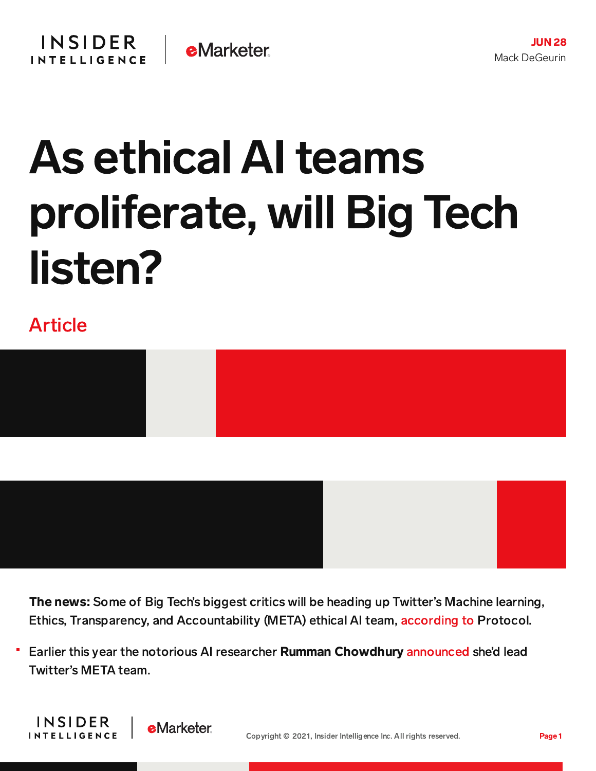JUN 28
Mack DeGeurin

# As ethical AI teams proliferate, will Big Tech listen?

Article

**The news:** Some of Big Tech's biggest critics will be heading up Twitter's Machine learning, Ethics, Transparency, and Accountability (META) ethical AI team, according to Protocol.

- Earlier this year the notorious AI researcher **Rumman Chowdhury** announced she'd lead Twitter's META team.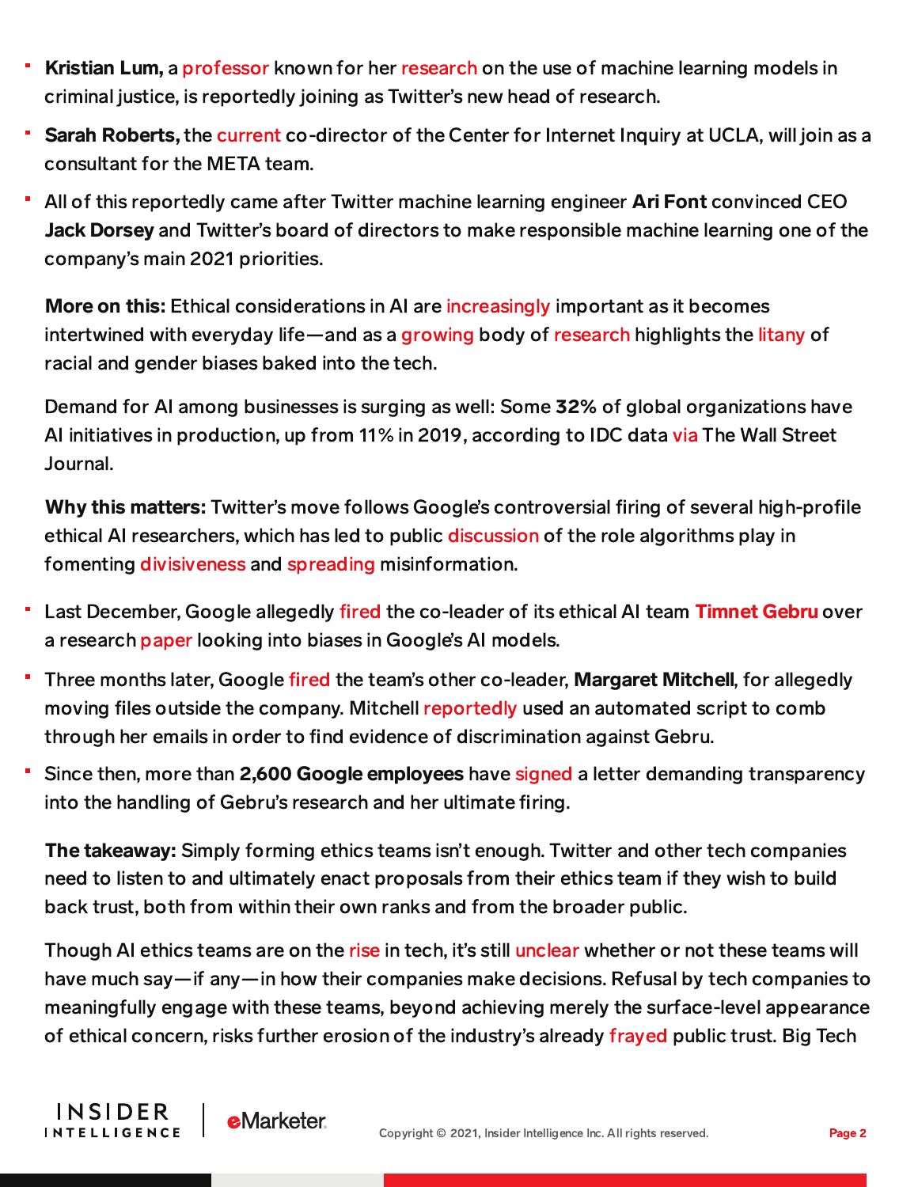- **Kristian Lum,** a professor known for her research on the use of machine learning models in criminal justice, is reportedly joining as Twitter's new head of research.
- **Sarah Roberts,** the current co-director of the Center for Internet Inquiry at UCLA, will join as a consultant for the META team.
- All of this reportedly came after Twitter machine learning engineer **Ari Font** convinced CEO **Jack Dorsey** and Twitter's board of directors to make responsible machine learning one of the company's main 2021 priorities.

**More on this:** Ethical considerations in AI are increasingly important as it becomes intertwined with everyday life—and as a growing body of research highlights the litany of racial and gender biases baked into the tech.

Demand for AI among businesses is surging as well: Some **32%** of global organizations have AI initiatives in production, up from 11% in 2019, according to IDC data via The Wall Street Journal.

**Why this matters:** Twitter's move follows Google's controversial firing of several high-profile ethical AI researchers, which has led to public discussion of the role algorithms play in fomenting divisiveness and spreading misinformation.

- Last December, Google allegedly fired the co-leader of its ethical AI team **Timnet Gebru** over a research paper looking into biases in Google's AI models.
- Three months later, Google fired the team's other co-leader, **Margaret Mitchell**, for allegedly moving files outside the company. Mitchell reportedly used an automated script to comb through her emails in order to find evidence of discrimination against Gebru.
- Since then, more than **2,600 Google employees** have signed a letter demanding transparency into the handling of Gebru's research and her ultimate firing.

**The takeaway:** Simply forming ethics teams isn't enough. Twitter and other tech companies need to listen to and ultimately enact proposals from their ethics team if they wish to build back trust, both from within their own ranks and from the broader public.

Though AI ethics teams are on the rise in tech, it's still unclear whether or not these teams will have much say—if any—in how their companies make decisions. Refusal by tech companies to meaningfully engage with these teams, beyond achieving merely the surface-level appearance of ethical concern, risks further erosion of the industry's already frayed public trust. Big Tech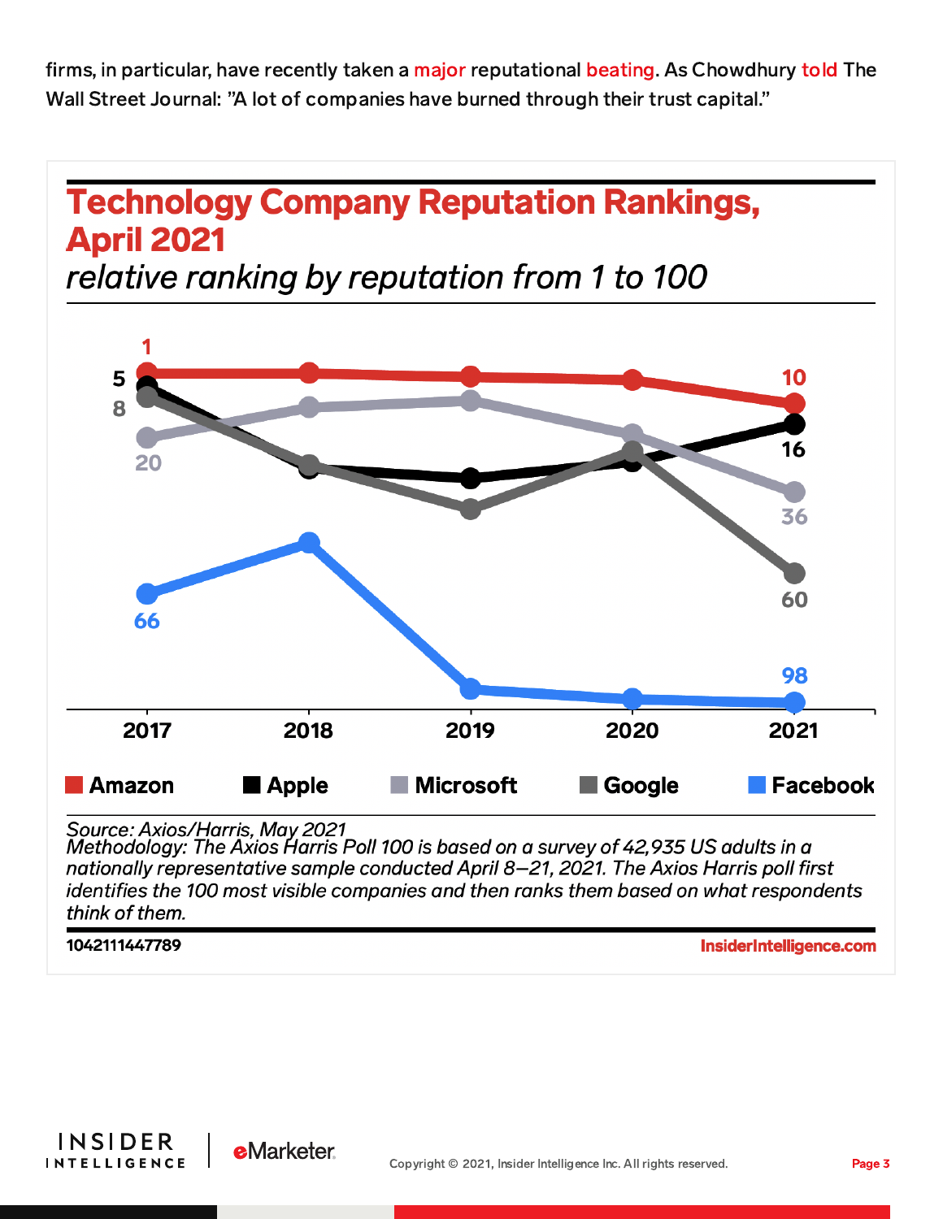firms, in particular, have recently taken a major reputational beating. As Chowdhury told The Wall Street Journal: "A lot of companies have burned through their trust capital."

## Technology Company Reputation Rankings, April 2021

*relative ranking by reputation from 1 to 100*

1
5
8
20
66
10
16
36
60
98

2017
2018
2019
2020
2021

Amazon
Apple
Microsoft
Google
Facebook

*Source: Axios/Harris, May 2021*
*Methodology: The Axios Harris Poll 100 is based on a survey of 42,935 US adults in a nationally representative sample conducted April 8–21, 2021. The Axios Harris poll first identifies the 100 most visible companies and then ranks them based on what respondents think of them.*

1042111447789

InsiderIntelligence.com